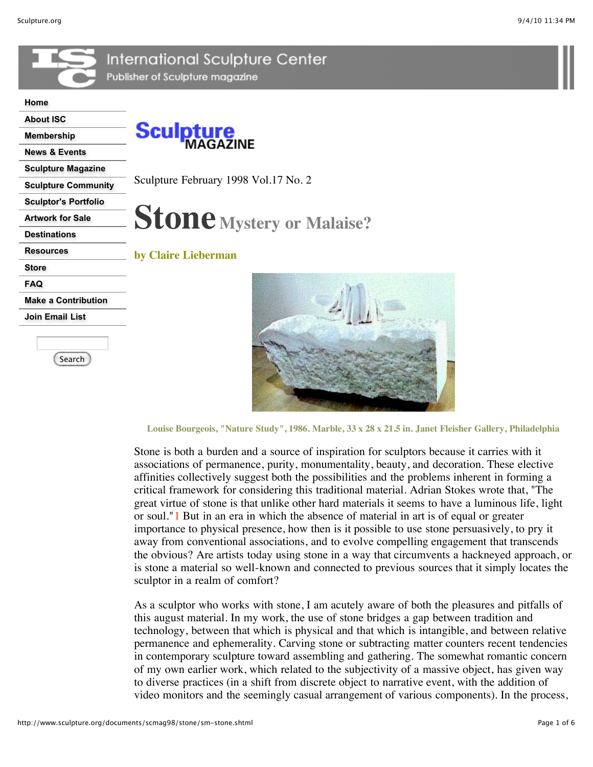Sculpture February 1998 Vol.17 No. 2

# Stone Mystery or Malaise?

**by Claire Lieberman**

Louise Bourgeois, "Nature Study", 1986. Marble, 33 x 28 x 21.5 in. Janet Fleisher Gallery, Philadelphia

Stone is both a burden and a source of inspiration for sculptors because it carries with it associations of permanence, purity, monumentality, beauty, and decoration. These elective affinities collectively suggest both the possibilities and the problems inherent in forming a critical framework for considering this traditional material. Adrian Stokes wrote that, "The great virtue of stone is that unlike other hard materials it seems to have a luminous life, light or soul."[1] But in an era in which the absence of material in art is of equal or greater importance to physical presence, how then is it possible to use stone persuasively, to pry it away from conventional associations, and to evolve compelling engagement that transcends the obvious? Are artists today using stone in a way that circumvents a hackneyed approach, or is stone a material so well-known and connected to previous sources that it simply locates the sculptor in a realm of comfort?

As a sculptor who works with stone, I am acutely aware of both the pleasures and pitfalls of this august material. In my work, the use of stone bridges a gap between tradition and technology, between that which is physical and that which is intangible, and between relative permanence and ephemerality. Carving stone or subtracting matter counters recent tendencies in contemporary sculpture toward assembling and gathering. The somewhat romantic concern of my own earlier work, which related to the subjectivity of a massive object, has given way to diverse practices (in a shift from discrete object to narrative event, with the addition of video monitors and the seemingly casual arrangement of various components). In the process,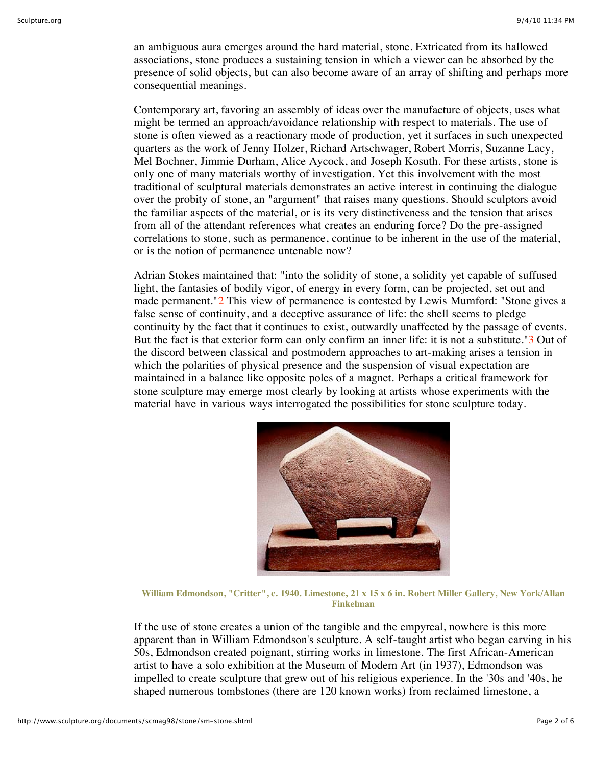an ambiguous aura emerges around the hard material, stone. Extricated from its hallowed associations, stone produces a sustaining tension in which a viewer can be absorbed by the presence of solid objects, but can also become aware of an array of shifting and perhaps more consequential meanings.

Contemporary art, favoring an assembly of ideas over the manufacture of objects, uses what might be termed an approach/avoidance relationship with respect to materials. The use of stone is often viewed as a reactionary mode of production, yet it surfaces in such unexpected quarters as the work of Jenny Holzer, Richard Artschwager, Robert Morris, Suzanne Lacy, Mel Bochner, Jimmie Durham, Alice Aycock, and Joseph Kosuth. For these artists, stone is only one of many materials worthy of investigation. Yet this involvement with the most traditional of sculptural materials demonstrates an active interest in continuing the dialogue over the probity of stone, an "argument" that raises many questions. Should sculptors avoid the familiar aspects of the material, or is its very distinctiveness and the tension that arises from all of the attendant references what creates an enduring force? Do the pre-assigned correlations to stone, such as permanence, continue to be inherent in the use of the material, or is the notion of permanence untenable now?

Adrian Stokes maintained that: "into the solidity of stone, a solidity yet capable of suffused light, the fantasies of bodily vigor, of energy in every form, can be projected, set out and made permanent."[2] This view of permanence is contested by Lewis Mumford: "Stone gives a false sense of continuity, and a deceptive assurance of life: the shell seems to pledge continuity by the fact that it continues to exist, outwardly unaffected by the passage of events. But the fact is that exterior form can only confirm an inner life: it is not a substitute."[3] Out of the discord between classical and postmodern approaches to art-making arises a tension in which the polarities of physical presence and the suspension of visual expectation are maintained in a balance like opposite poles of a magnet. Perhaps a critical framework for stone sculpture may emerge most clearly by looking at artists whose experiments with the material have in various ways interrogated the possibilities for stone sculpture today.

**William Edmondson, "Critter", c. 1940. Limestone, 21 x 15 x 6 in. Robert Miller Gallery, New York/Allan Finkelman**

If the use of stone creates a union of the tangible and the empyreal, nowhere is this more apparent than in William Edmondson's sculpture. A self-taught artist who began carving in his 50s, Edmondson created poignant, stirring works in limestone. The first African-American artist to have a solo exhibition at the Museum of Modern Art (in 1937), Edmondson was impelled to create sculpture that grew out of his religious experience. In the '30s and '40s, he shaped numerous tombstones (there are 120 known works) from reclaimed limestone, a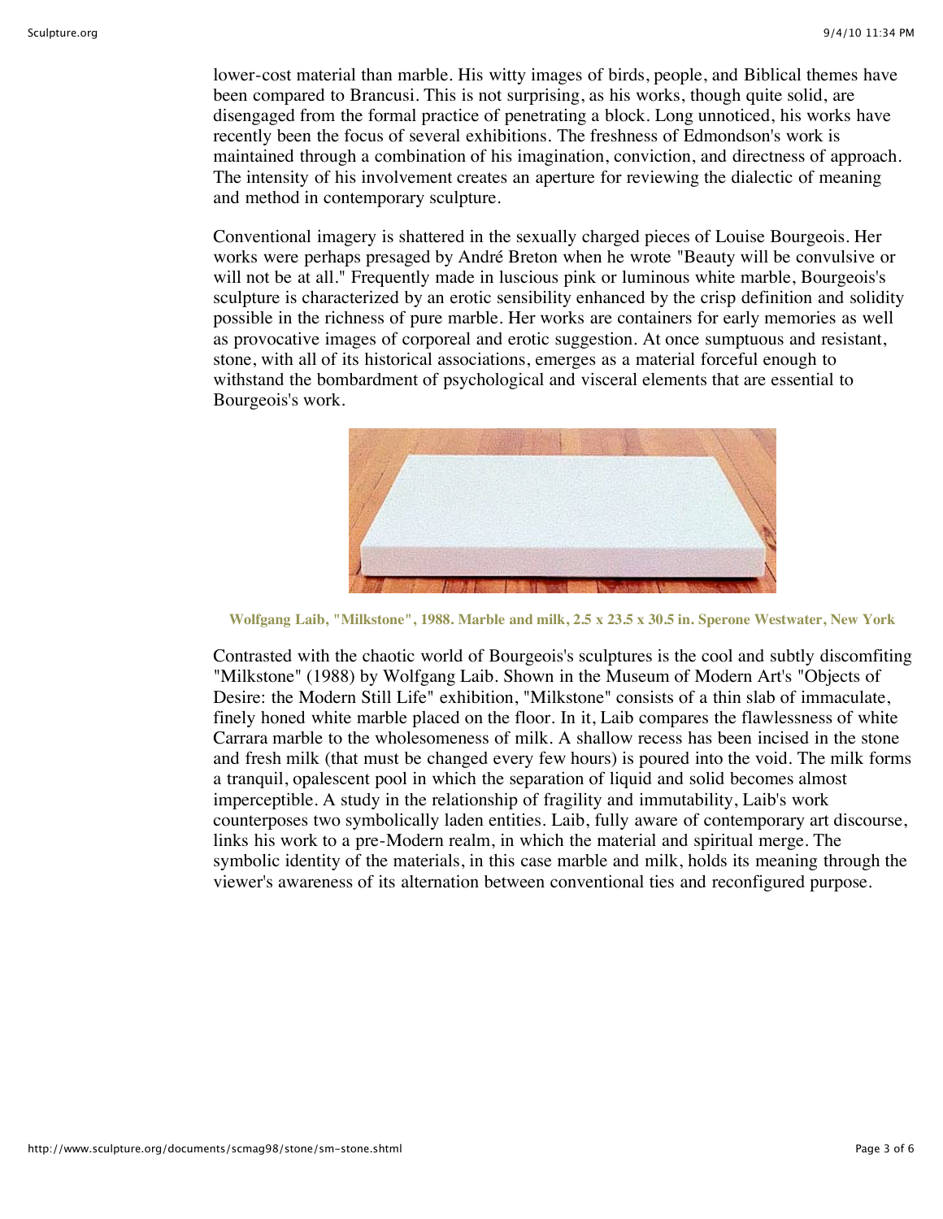lower-cost material than marble. His witty images of birds, people, and Biblical themes have been compared to Brancusi. This is not surprising, as his works, though quite solid, are disengaged from the formal practice of penetrating a block. Long unnoticed, his works have recently been the focus of several exhibitions. The freshness of Edmondson's work is maintained through a combination of his imagination, conviction, and directness of approach. The intensity of his involvement creates an aperture for reviewing the dialectic of meaning and method in contemporary sculpture.

Conventional imagery is shattered in the sexually charged pieces of Louise Bourgeois. Her works were perhaps presaged by André Breton when he wrote "Beauty will be convulsive or will not be at all." Frequently made in luscious pink or luminous white marble, Bourgeois's sculpture is characterized by an erotic sensibility enhanced by the crisp definition and solidity possible in the richness of pure marble. Her works are containers for early memories as well as provocative images of corporeal and erotic suggestion. At once sumptuous and resistant, stone, with all of its historical associations, emerges as a material forceful enough to withstand the bombardment of psychological and visceral elements that are essential to Bourgeois's work.

**Wolfgang Laib, "Milkstone", 1988. Marble and milk, 2.5 x 23.5 x 30.5 in. Sperone Westwater, New York**

Contrasted with the chaotic world of Bourgeois's sculptures is the cool and subtly discomfiting "Milkstone" (1988) by Wolfgang Laib. Shown in the Museum of Modern Art's "Objects of Desire: the Modern Still Life" exhibition, "Milkstone" consists of a thin slab of immaculate, finely honed white marble placed on the floor. In it, Laib compares the flawlessness of white Carrara marble to the wholesomeness of milk. A shallow recess has been incised in the stone and fresh milk (that must be changed every few hours) is poured into the void. The milk forms a tranquil, opalescent pool in which the separation of liquid and solid becomes almost imperceptible. A study in the relationship of fragility and immutability, Laib's work counterposes two symbolically laden entities. Laib, fully aware of contemporary art discourse, links his work to a pre-Modern realm, in which the material and spiritual merge. The symbolic identity of the materials, in this case marble and milk, holds its meaning through the viewer's awareness of its alternation between conventional ties and reconfigured purpose.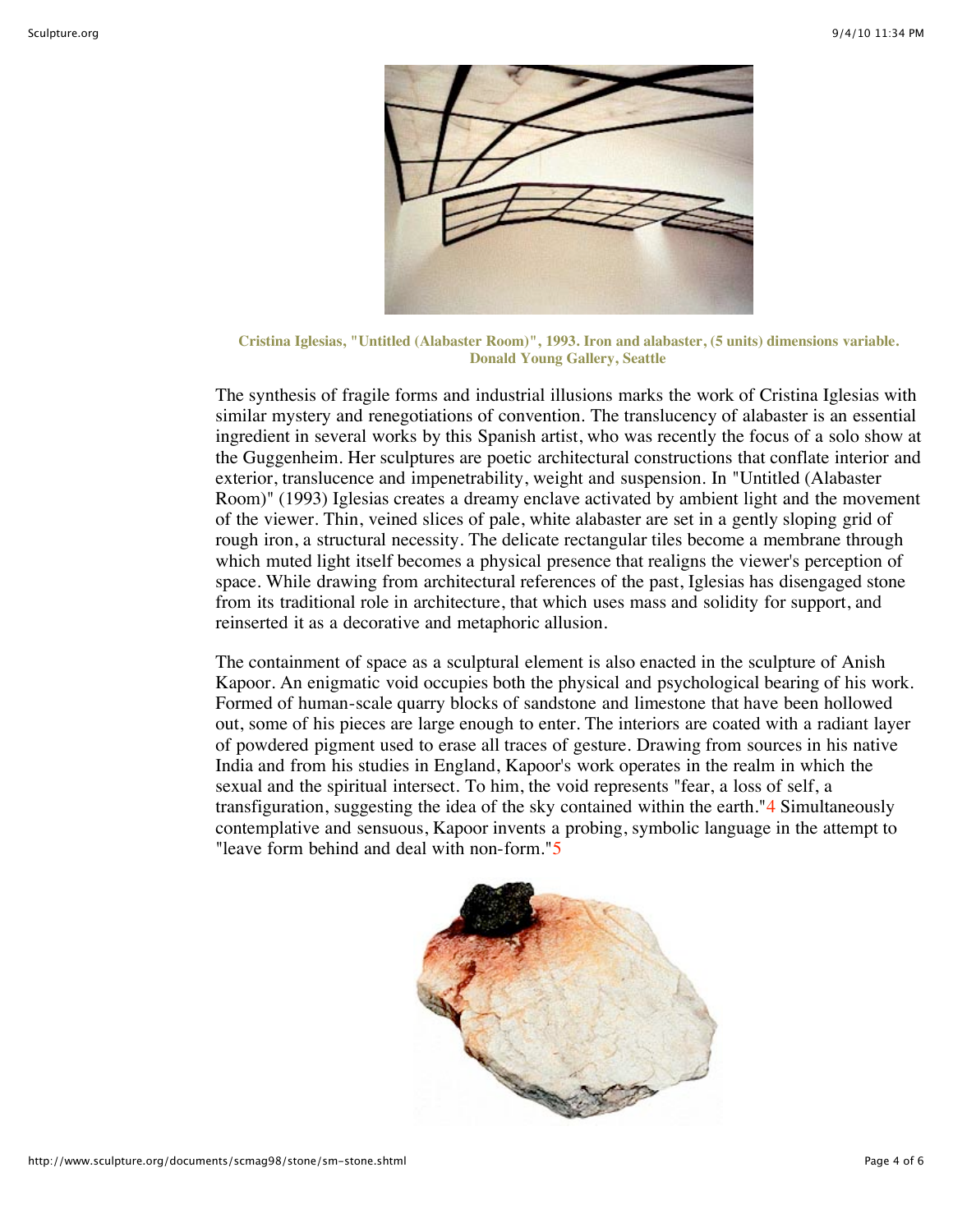**Cristina Iglesias, "Untitled (Alabaster Room)", 1993. Iron and alabaster, (5 units) dimensions variable. Donald Young Gallery, Seattle**

The synthesis of fragile forms and industrial illusions marks the work of Cristina Iglesias with similar mystery and renegotiations of convention. The translucency of alabaster is an essential ingredient in several works by this Spanish artist, who was recently the focus of a solo show at the Guggenheim. Her sculptures are poetic architectural constructions that conflate interior and exterior, translucence and impenetrability, weight and suspension. In "Untitled (Alabaster Room)" (1993) Iglesias creates a dreamy enclave activated by ambient light and the movement of the viewer. Thin, veined slices of pale, white alabaster are set in a gently sloping grid of rough iron, a structural necessity. The delicate rectangular tiles become a membrane through which muted light itself becomes a physical presence that realigns the viewer's perception of space. While drawing from architectural references of the past, Iglesias has disengaged stone from its traditional role in architecture, that which uses mass and solidity for support, and reinserted it as a decorative and metaphoric allusion.

The containment of space as a sculptural element is also enacted in the sculpture of Anish Kapoor. An enigmatic void occupies both the physical and psychological bearing of his work. Formed of human-scale quarry blocks of sandstone and limestone that have been hollowed out, some of his pieces are large enough to enter. The interiors are coated with a radiant layer of powdered pigment used to erase all traces of gesture. Drawing from sources in his native India and from his studies in England, Kapoor's work operates in the realm in which the sexual and the spiritual intersect. To him, the void represents "fear, a loss of self, a transfiguration, suggesting the idea of the sky contained within the earth."[4] Simultaneously contemplative and sensuous, Kapoor invents a probing, symbolic language in the attempt to "leave form behind and deal with non-form."[5]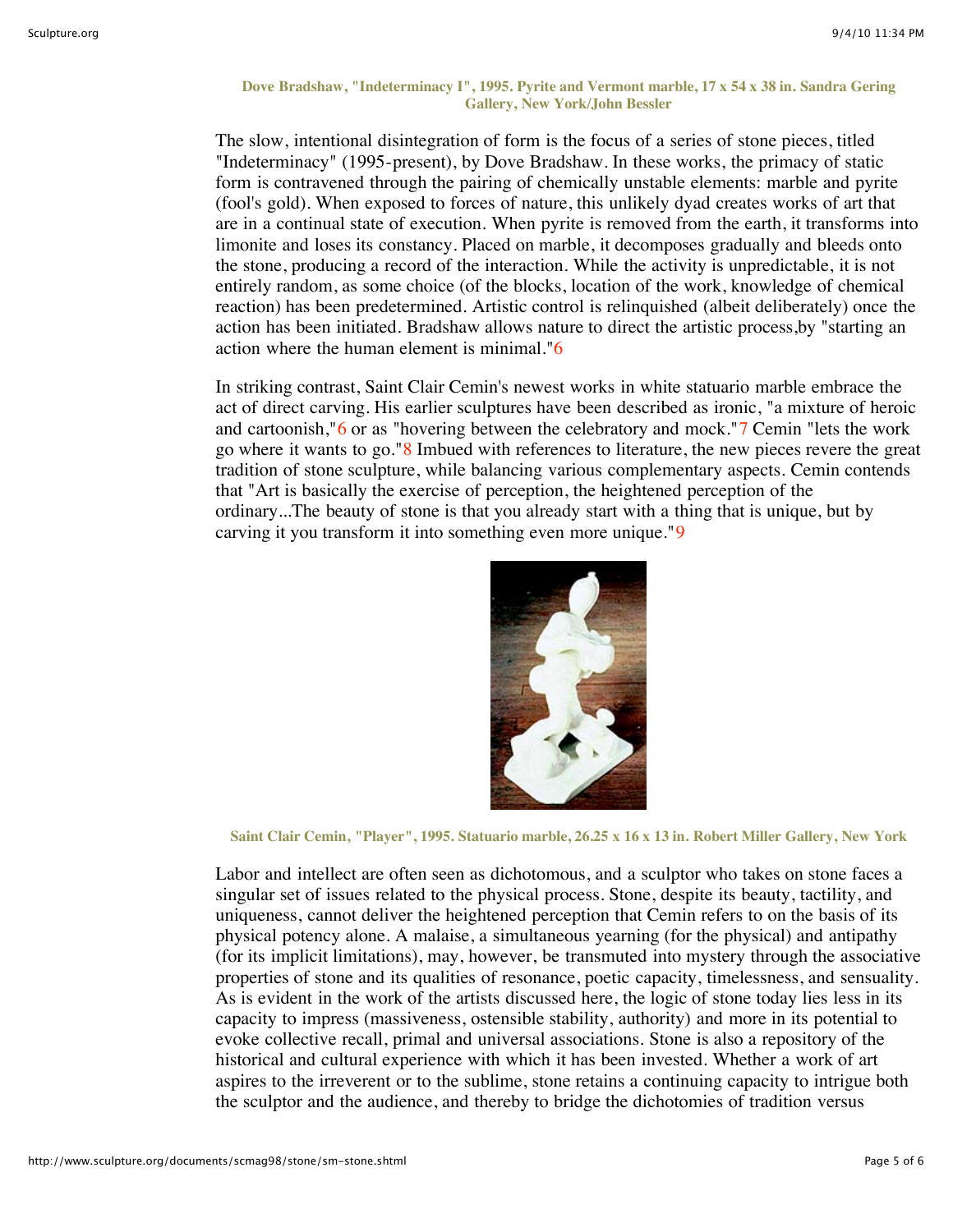**Dove Bradshaw, "Indeterminacy I", 1995. Pyrite and Vermont marble, 17 x 54 x 38 in. Sandra Gering Gallery, New York/John Bessler**

The slow, intentional disintegration of form is the focus of a series of stone pieces, titled "Indeterminacy" (1995-present), by Dove Bradshaw. In these works, the primacy of static form is contravened through the pairing of chemically unstable elements: marble and pyrite (fool's gold). When exposed to forces of nature, this unlikely dyad creates works of art that are in a continual state of execution. When pyrite is removed from the earth, it transforms into limonite and loses its constancy. Placed on marble, it decomposes gradually and bleeds onto the stone, producing a record of the interaction. While the activity is unpredictable, it is not entirely random, as some choice (of the blocks, location of the work, knowledge of chemical reaction) has been predetermined. Artistic control is relinquished (albeit deliberately) once the action has been initiated. Bradshaw allows nature to direct the artistic process,by "starting an action where the human element is minimal."[6]

In striking contrast, Saint Clair Cemin's newest works in white statuario marble embrace the act of direct carving. His earlier sculptures have been described as ironic, "a mixture of heroic and cartoonish,"[6] or as "hovering between the celebratory and mock."[7] Cemin "lets the work go where it wants to go."[8] Imbued with references to literature, the new pieces revere the great tradition of stone sculpture, while balancing various complementary aspects. Cemin contends that "Art is basically the exercise of perception, the heightened perception of the ordinary...The beauty of stone is that you already start with a thing that is unique, but by carving it you transform it into something even more unique."[9]

**Saint Clair Cemin, "Player", 1995. Statuario marble, 26.25 x 16 x 13 in. Robert Miller Gallery, New York**

Labor and intellect are often seen as dichotomous, and a sculptor who takes on stone faces a singular set of issues related to the physical process. Stone, despite its beauty, tactility, and uniqueness, cannot deliver the heightened perception that Cemin refers to on the basis of its physical potency alone. A malaise, a simultaneous yearning (for the physical) and antipathy (for its implicit limitations), may, however, be transmuted into mystery through the associative properties of stone and its qualities of resonance, poetic capacity, timelessness, and sensuality. As is evident in the work of the artists discussed here, the logic of stone today lies less in its capacity to impress (massiveness, ostensible stability, authority) and more in its potential to evoke collective recall, primal and universal associations. Stone is also a repository of the historical and cultural experience with which it has been invested. Whether a work of art aspires to the irreverent or to the sublime, stone retains a continuing capacity to intrigue both the sculptor and the audience, and thereby to bridge the dichotomies of tradition versus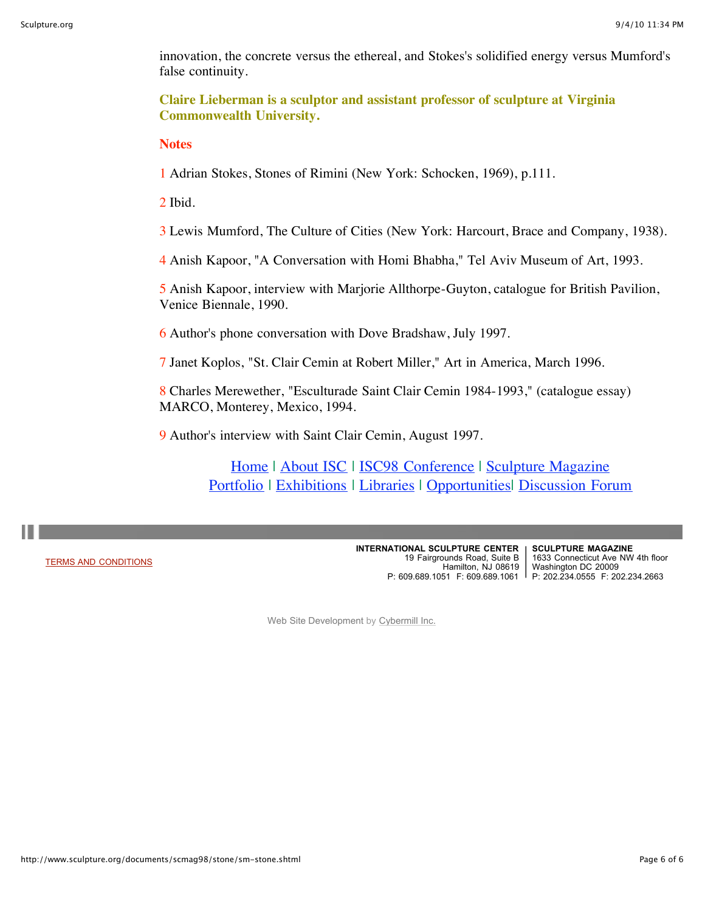innovation, the concrete versus the ethereal, and Stokes's solidified energy versus Mumford's false continuity.

**Claire Lieberman is a sculptor and assistant professor of sculpture at Virginia Commonwealth University.**

## Notes

1 Adrian Stokes, Stones of Rimini (New York: Schocken, 1969), p.111.

2 Ibid.

3 Lewis Mumford, The Culture of Cities (New York: Harcourt, Brace and Company, 1938).

4 Anish Kapoor, "A Conversation with Homi Bhabha," Tel Aviv Museum of Art, 1993.

5 Anish Kapoor, interview with Marjorie Allthorpe-Guyton, catalogue for British Pavilion, Venice Biennale, 1990.

6 Author's phone conversation with Dove Bradshaw, July 1997.

7 Janet Koplos, "St. Clair Cemin at Robert Miller," Art in America, March 1996.

8 Charles Merewether, "Esculturade Saint Clair Cemin 1984-1993," (catalogue essay) MARCO, Monterey, Mexico, 1994.

9 Author's interview with Saint Clair Cemin, August 1997.

Home | About ISC | ISC98 Conference | Sculpture Magazine
Portfolio | Exhibitions | Libraries | Opportunities| Discussion Forum

TERMS AND CONDITIONS

**INTERNATIONAL SCULPTURE CENTER**
19 Fairgrounds Road, Suite B
Hamilton, NJ 08619
P: 609.689.1051 F: 609.689.1061

**SCULPTURE MAGAZINE**
1633 Connecticut Ave NW 4th floor
Washington DC 20009
P: 202.234.0555 F: 202.234.2663

Web Site Development by Cybermill Inc.